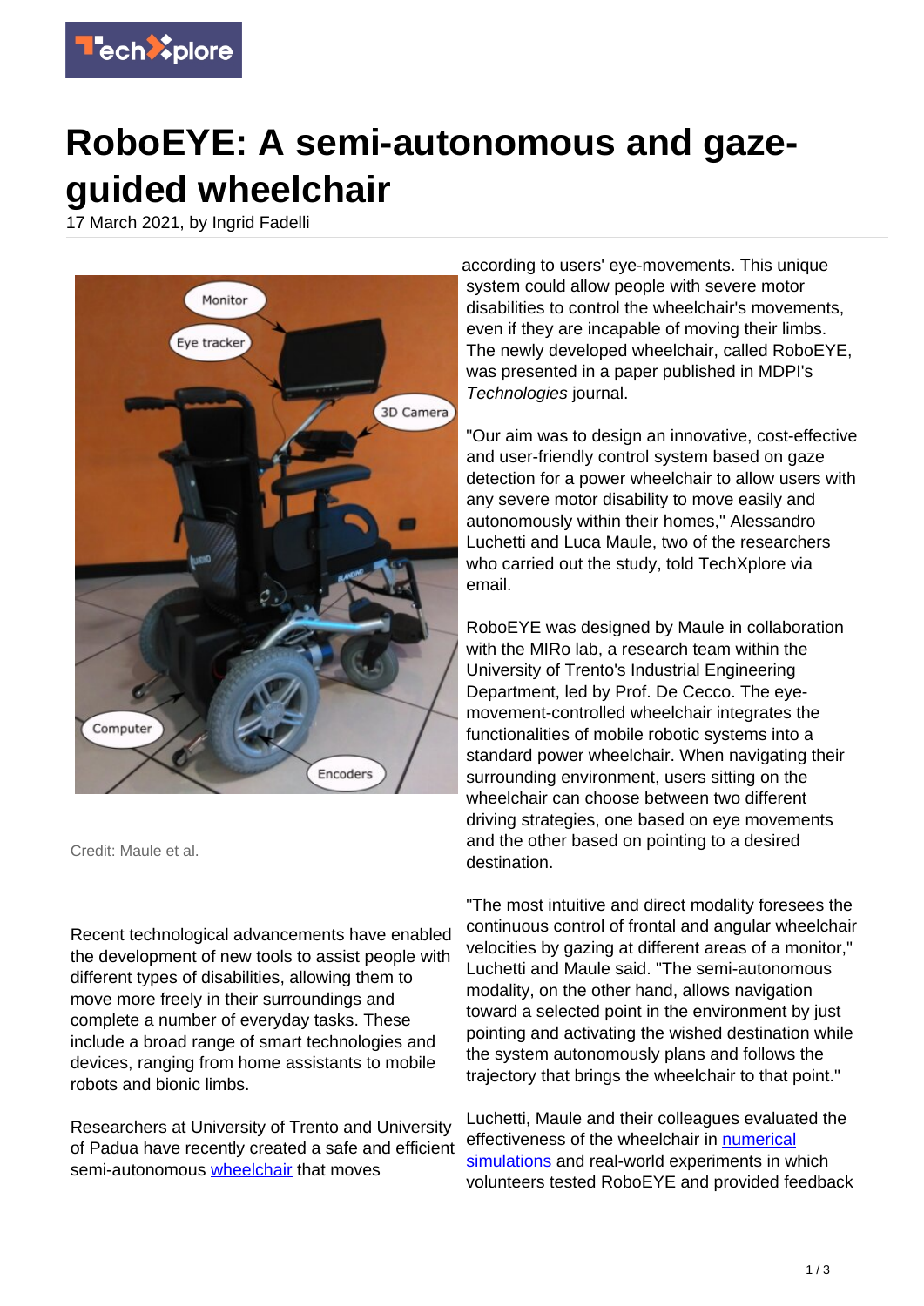# RoboEYE: A semi-autonomous and gaze-guided wheelchair

17 March 2021, by Ingrid Fadelli

Credit: Maule et al.

Recent technological advancements have enabled the development of new tools to assist people with different types of disabilities, allowing them to move more freely in their surroundings and complete a number of everyday tasks. These include a broad range of smart technologies and devices, ranging from home assistants to mobile robots and bionic limbs.

Researchers at University of Trento and University of Padua have recently created a safe and efficient semi-autonomous wheelchair that moves according to users' eye-movements. This unique system could allow people with severe motor disabilities to control the wheelchair's movements, even if they are incapable of moving their limbs. The newly developed wheelchair, called RoboEYE, was presented in a paper published in MDPI's *Technologies* journal.

"Our aim was to design an innovative, cost-effective and user-friendly control system based on gaze detection for a power wheelchair to allow users with any severe motor disability to move easily and autonomously within their homes," Alessandro Luchetti and Luca Maule, two of the researchers who carried out the study, told TechXplore via email.

RoboEYE was designed by Maule in collaboration with the MIRo lab, a research team within the University of Trento's Industrial Engineering Department, led by Prof. De Cecco. The eye-movement-controlled wheelchair integrates the functionalities of mobile robotic systems into a standard power wheelchair. When navigating their surrounding environment, users sitting on the wheelchair can choose between two different driving strategies, one based on eye movements and the other based on pointing to a desired destination.

"The most intuitive and direct modality foresees the continuous control of frontal and angular wheelchair velocities by gazing at different areas of a monitor," Luchetti and Maule said. "The semi-autonomous modality, on the other hand, allows navigation toward a selected point in the environment by just pointing and activating the wished destination while the system autonomously plans and follows the trajectory that brings the wheelchair to that point."

Luchetti, Maule and their colleagues evaluated the effectiveness of the wheelchair in numerical simulations and real-world experiments in which volunteers tested RoboEYE and provided feedback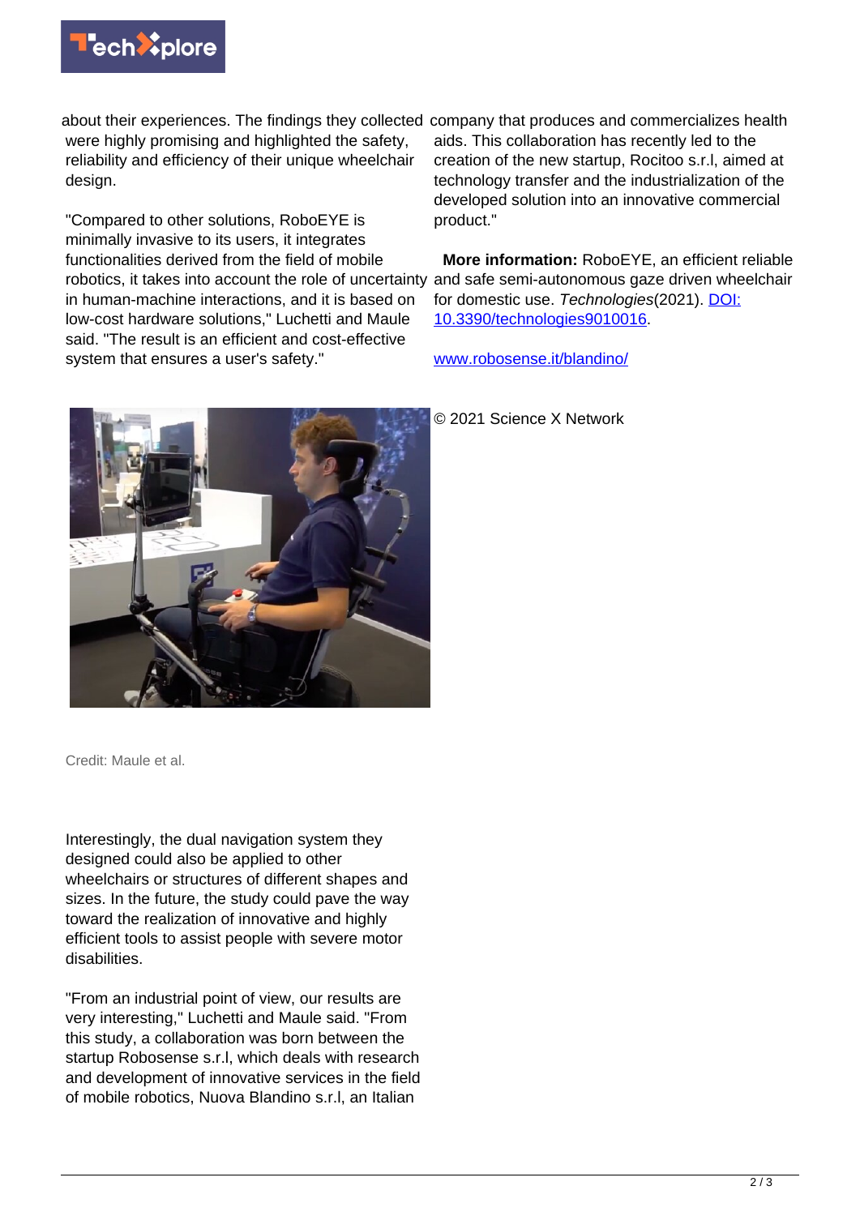about their experiences. The findings they collected were highly promising and highlighted the safety, reliability and efficiency of their unique wheelchair design.

"Compared to other solutions, RoboEYE is minimally invasive to its users, it integrates functionalities derived from the field of mobile robotics, it takes into account the role of uncertainty in human-machine interactions, and it is based on low-cost hardware solutions," Luchetti and Maule said. "The result is an efficient and cost-effective system that ensures a user's safety."

Credit: Maule et al.

Interestingly, the dual navigation system they designed could also be applied to other wheelchairs or structures of different shapes and sizes. In the future, the study could pave the way toward the realization of innovative and highly efficient tools to assist people with severe motor disabilities.

"From an industrial point of view, our results are very interesting," Luchetti and Maule said. "From this study, a collaboration was born between the startup Robosense s.r.l, which deals with research and development of innovative services in the field of mobile robotics, Nuova Blandino s.r.l, an Italian company that produces and commercializes health aids. This collaboration has recently led to the creation of the new startup, Rocitoo s.r.l, aimed at technology transfer and the industrialization of the developed solution into an innovative commercial product."

**More information:** RoboEYE, an efficient reliable and safe semi-autonomous gaze driven wheelchair for domestic use. *Technologies*(2021). DOI: 10.3390/technologies9010016.

www.robosense.it/blandino/

© 2021 Science X Network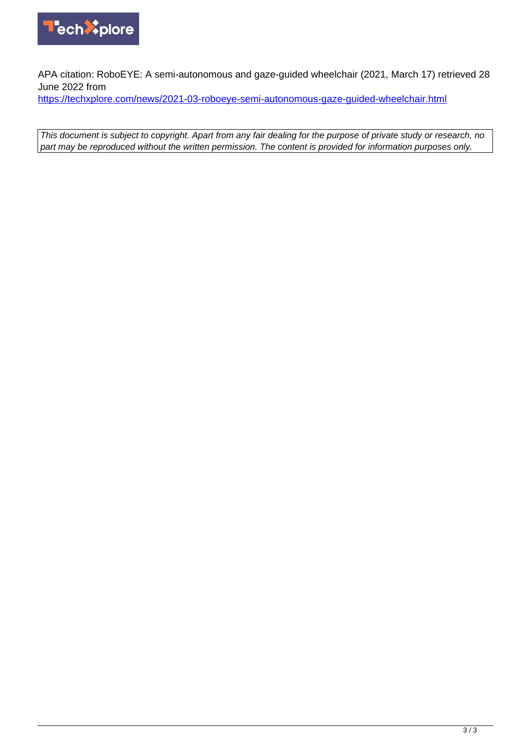APA citation: RoboEYE: A semi-autonomous and gaze-guided wheelchair (2021, March 17) retrieved 28 June 2022 from
https://techxplore.com/news/2021-03-roboeye-semi-autonomous-gaze-guided-wheelchair.html

*This document is subject to copyright. Apart from any fair dealing for the purpose of private study or research, no part may be reproduced without the written permission. The content is provided for information purposes only.*